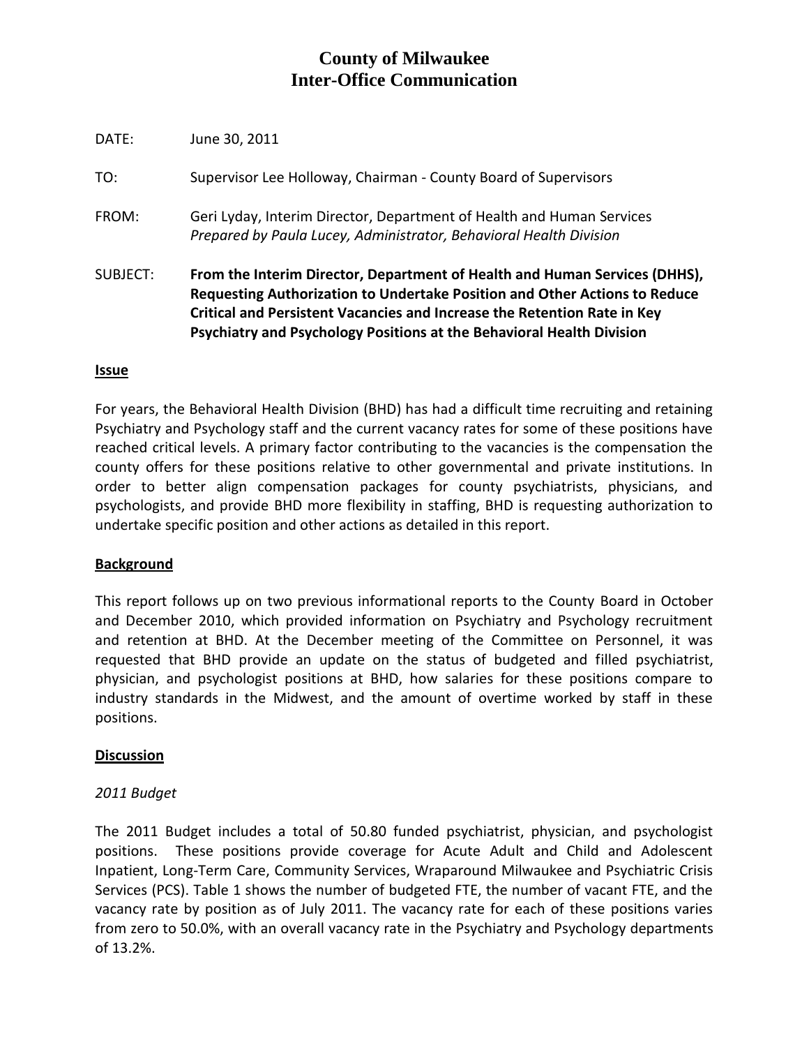# County of Milwaukee
# Inter-Office Communication

DATE: June 30, 2011

TO: Supervisor Lee Holloway, Chairman - County Board of Supervisors

FROM: Geri Lyday, Interim Director, Department of Health and Human Services
*Prepared by Paula Lucey, Administrator, Behavioral Health Division*

SUBJECT: **From the Interim Director, Department of Health and Human Services (DHHS), Requesting Authorization to Undertake Position and Other Actions to Reduce Critical and Persistent Vacancies and Increase the Retention Rate in Key Psychiatry and Psychology Positions at the Behavioral Health Division**

## Issue

For years, the Behavioral Health Division (BHD) has had a difficult time recruiting and retaining Psychiatry and Psychology staff and the current vacancy rates for some of these positions have reached critical levels. A primary factor contributing to the vacancies is the compensation the county offers for these positions relative to other governmental and private institutions. In order to better align compensation packages for county psychiatrists, physicians, and psychologists, and provide BHD more flexibility in staffing, BHD is requesting authorization to undertake specific position and other actions as detailed in this report.

## Background

This report follows up on two previous informational reports to the County Board in October and December 2010, which provided information on Psychiatry and Psychology recruitment and retention at BHD. At the December meeting of the Committee on Personnel, it was requested that BHD provide an update on the status of budgeted and filled psychiatrist, physician, and psychologist positions at BHD, how salaries for these positions compare to industry standards in the Midwest, and the amount of overtime worked by staff in these positions.

## Discussion

### *2011 Budget*

The 2011 Budget includes a total of 50.80 funded psychiatrist, physician, and psychologist positions. These positions provide coverage for Acute Adult and Child and Adolescent Inpatient, Long-Term Care, Community Services, Wraparound Milwaukee and Psychiatric Crisis Services (PCS). Table 1 shows the number of budgeted FTE, the number of vacant FTE, and the vacancy rate by position as of July 2011. The vacancy rate for each of these positions varies from zero to 50.0%, with an overall vacancy rate in the Psychiatry and Psychology departments of 13.2%.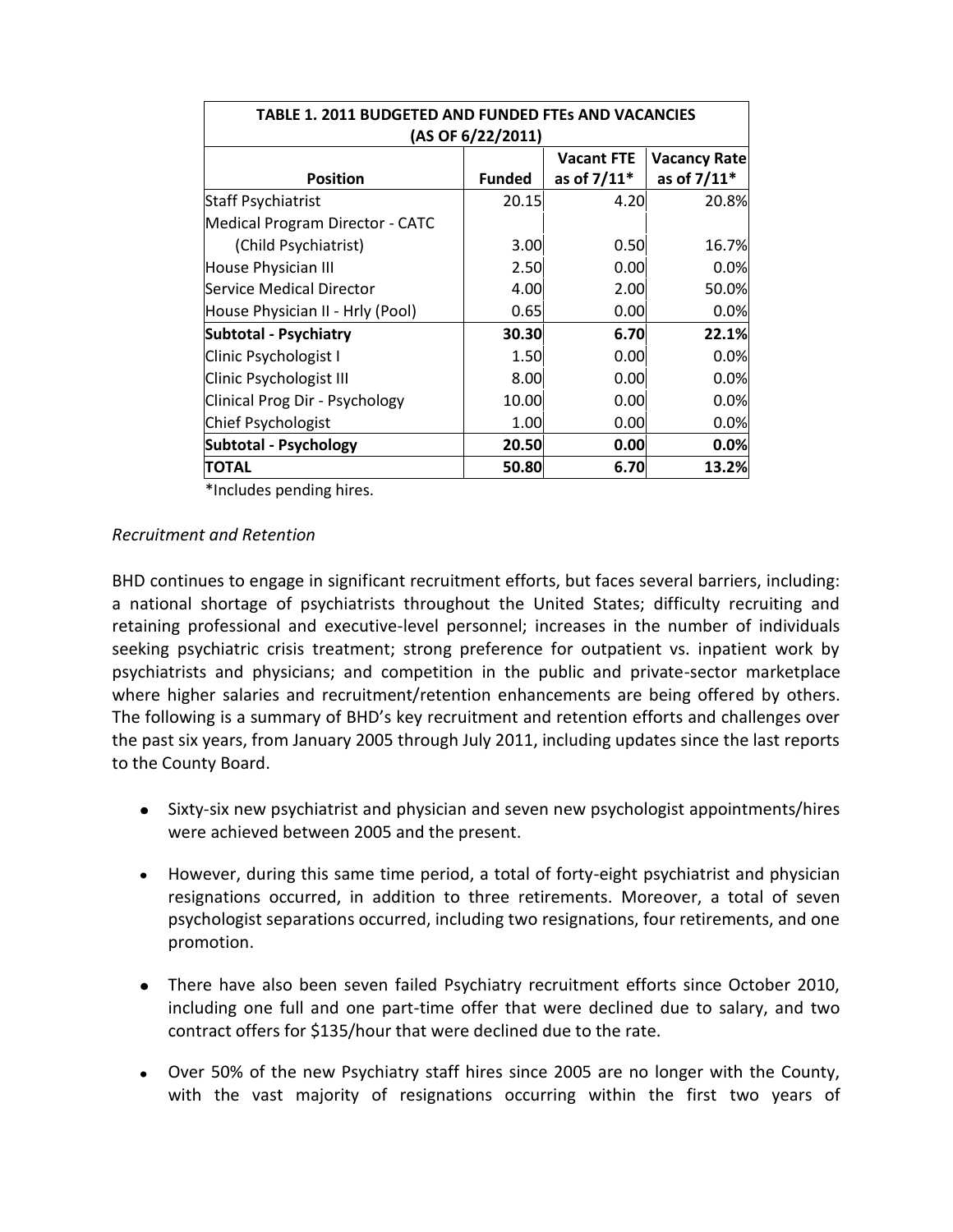| TABLE 1. 2011 BUDGETED AND FUNDED FTEs AND VACANCIES (AS OF 6/22/2011) | | | |
|---|---|---|---|
| **Position** | **Funded** | **Vacant FTE as of 7/11*** | **Vacancy Rate as of 7/11*** |
| Staff Psychiatrist | 20.15 | 4.20 | 20.8% |
| Medical Program Director - CATC (Child Psychiatrist) | 3.00 | 0.50 | 16.7% |
| House Physician III | 2.50 | 0.00 | 0.0% |
| Service Medical Director | 4.00 | 2.00 | 50.0% |
| House Physician II - Hrly (Pool) | 0.65 | 0.00 | 0.0% |
| **Subtotal - Psychiatry** | **30.30** | **6.70** | **22.1%** |
| Clinic Psychologist I | 1.50 | 0.00 | 0.0% |
| Clinic Psychologist III | 8.00 | 0.00 | 0.0% |
| Clinical Prog Dir - Psychology | 10.00 | 0.00 | 0.0% |
| Chief Psychologist | 1.00 | 0.00 | 0.0% |
| **Subtotal - Psychology** | **20.50** | **0.00** | **0.0%** |
| **TOTAL** | **50.80** | **6.70** | **13.2%** |

*Includes pending hires.

*Recruitment and Retention*

BHD continues to engage in significant recruitment efforts, but faces several barriers, including: a national shortage of psychiatrists throughout the United States; difficulty recruiting and retaining professional and executive-level personnel; increases in the number of individuals seeking psychiatric crisis treatment; strong preference for outpatient vs. inpatient work by psychiatrists and physicians; and competition in the public and private-sector marketplace where higher salaries and recruitment/retention enhancements are being offered by others. The following is a summary of BHD's key recruitment and retention efforts and challenges over the past six years, from January 2005 through July 2011, including updates since the last reports to the County Board.

- Sixty-six new psychiatrist and physician and seven new psychologist appointments/hires were achieved between 2005 and the present.
- However, during this same time period, a total of forty-eight psychiatrist and physician resignations occurred, in addition to three retirements. Moreover, a total of seven psychologist separations occurred, including two resignations, four retirements, and one promotion.
- There have also been seven failed Psychiatry recruitment efforts since October 2010, including one full and one part-time offer that were declined due to salary, and two contract offers for $135/hour that were declined due to the rate.
- Over 50% of the new Psychiatry staff hires since 2005 are no longer with the County, with the vast majority of resignations occurring within the first two years of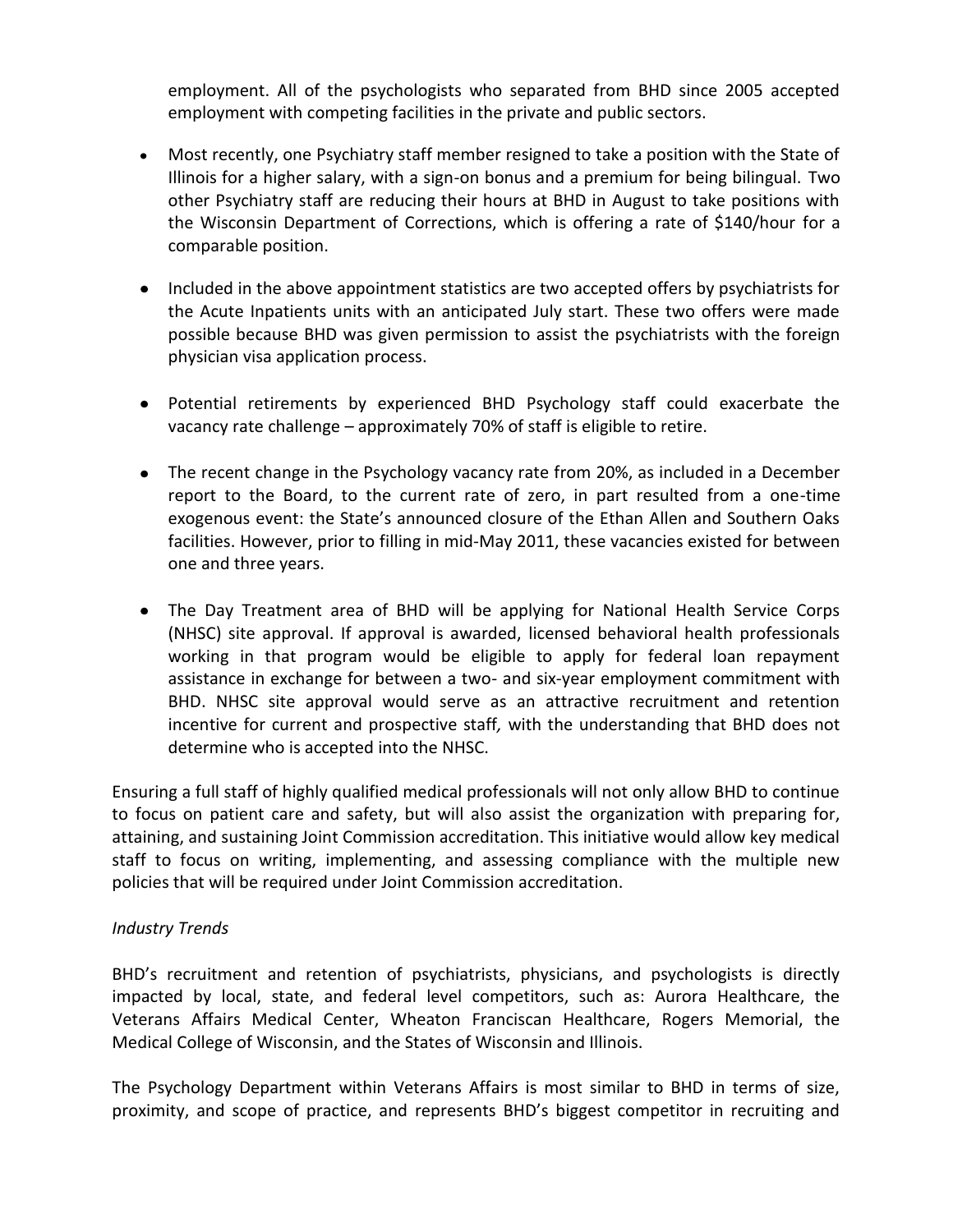employment. All of the psychologists who separated from BHD since 2005 accepted employment with competing facilities in the private and public sectors.

- Most recently, one Psychiatry staff member resigned to take a position with the State of Illinois for a higher salary, with a sign-on bonus and a premium for being bilingual. Two other Psychiatry staff are reducing their hours at BHD in August to take positions with the Wisconsin Department of Corrections, which is offering a rate of $140/hour for a comparable position.

- Included in the above appointment statistics are two accepted offers by psychiatrists for the Acute Inpatients units with an anticipated July start. These two offers were made possible because BHD was given permission to assist the psychiatrists with the foreign physician visa application process.

- Potential retirements by experienced BHD Psychology staff could exacerbate the vacancy rate challenge – approximately 70% of staff is eligible to retire.

- The recent change in the Psychology vacancy rate from 20%, as included in a December report to the Board, to the current rate of zero, in part resulted from a one-time exogenous event: the State's announced closure of the Ethan Allen and Southern Oaks facilities. However, prior to filling in mid-May 2011, these vacancies existed for between one and three years.

- The Day Treatment area of BHD will be applying for National Health Service Corps (NHSC) site approval. If approval is awarded, licensed behavioral health professionals working in that program would be eligible to apply for federal loan repayment assistance in exchange for between a two- and six-year employment commitment with BHD. NHSC site approval would serve as an attractive recruitment and retention incentive for current and prospective staff, with the understanding that BHD does not determine who is accepted into the NHSC.

Ensuring a full staff of highly qualified medical professionals will not only allow BHD to continue to focus on patient care and safety, but will also assist the organization with preparing for, attaining, and sustaining Joint Commission accreditation. This initiative would allow key medical staff to focus on writing, implementing, and assessing compliance with the multiple new policies that will be required under Joint Commission accreditation.

*Industry Trends*

BHD's recruitment and retention of psychiatrists, physicians, and psychologists is directly impacted by local, state, and federal level competitors, such as: Aurora Healthcare, the Veterans Affairs Medical Center, Wheaton Franciscan Healthcare, Rogers Memorial, the Medical College of Wisconsin, and the States of Wisconsin and Illinois.

The Psychology Department within Veterans Affairs is most similar to BHD in terms of size, proximity, and scope of practice, and represents BHD's biggest competitor in recruiting and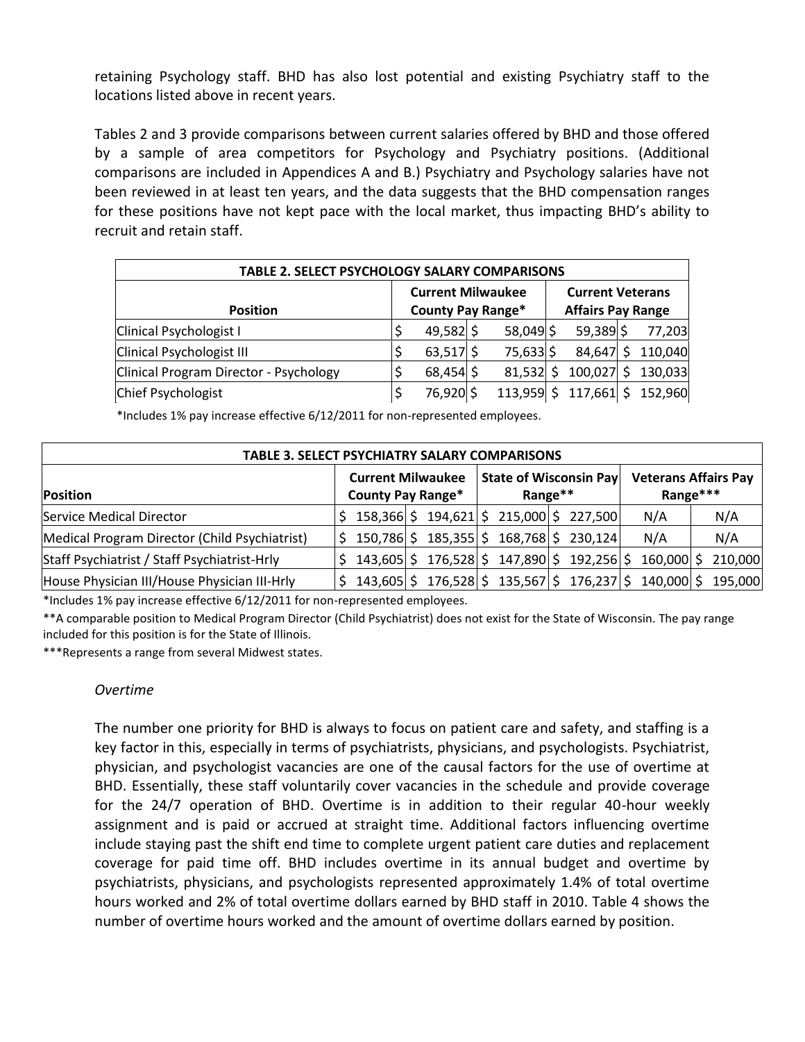retaining Psychology staff. BHD has also lost potential and existing Psychiatry staff to the locations listed above in recent years.

Tables 2 and 3 provide comparisons between current salaries offered by BHD and those offered by a sample of area competitors for Psychology and Psychiatry positions. (Additional comparisons are included in Appendices A and B.) Psychiatry and Psychology salaries have not been reviewed in at least ten years, and the data suggests that the BHD compensation ranges for these positions have not kept pace with the local market, thus impacting BHD's ability to recruit and retain staff.

| TABLE 2. SELECT PSYCHOLOGY SALARY COMPARISONS | | | | |
|---|---|---|---|---|
| **Position** | **Current Milwaukee County Pay Range*** | | **Current Veterans Affairs Pay Range** | |
| Clinical Psychologist I | $ 49,582 | $ 58,049 | $ 59,389 | $ 77,203 |
| Clinical Psychologist III | $ 63,517 | $ 75,633 | $ 84,647 | $ 110,040 |
| Clinical Program Director - Psychology | $ 68,454 | $ 81,532 | $ 100,027 | $ 130,033 |
| Chief Psychologist | $ 76,920 | $ 113,959 | $ 117,661 | $ 152,960 |

*Includes 1% pay increase effective 6/12/2011 for non-represented employees.

| TABLE 3. SELECT PSYCHIATRY SALARY COMPARISONS | | | | | | |
|---|---|---|---|---|---|---|
| **Position** | **Current Milwaukee County Pay Range*** | | **State of Wisconsin Pay Range**** | | **Veterans Affairs Pay Range***** | |
| Service Medical Director | $ 158,366 | $ 194,621 | $ 215,000 | $ 227,500 | N/A | N/A |
| Medical Program Director (Child Psychiatrist) | $ 150,786 | $ 185,355 | $ 168,768 | $ 230,124 | N/A | N/A |
| Staff Psychiatrist / Staff Psychiatrist-Hrly | $ 143,605 | $ 176,528 | $ 147,890 | $ 192,256 | $ 160,000 | $ 210,000 |
| House Physician III/House Physician III-Hrly | $ 143,605 | $ 176,528 | $ 135,567 | $ 176,237 | $ 140,000 | $ 195,000 |

*Includes 1% pay increase effective 6/12/2011 for non-represented employees.

**A comparable position to Medical Program Director (Child Psychiatrist) does not exist for the State of Wisconsin. The pay range included for this position is for the State of Illinois.

***Represents a range from several Midwest states.

*Overtime*

The number one priority for BHD is always to focus on patient care and safety, and staffing is a key factor in this, especially in terms of psychiatrists, physicians, and psychologists. Psychiatrist, physician, and psychologist vacancies are one of the causal factors for the use of overtime at BHD. Essentially, these staff voluntarily cover vacancies in the schedule and provide coverage for the 24/7 operation of BHD. Overtime is in addition to their regular 40-hour weekly assignment and is paid or accrued at straight time. Additional factors influencing overtime include staying past the shift end time to complete urgent patient care duties and replacement coverage for paid time off. BHD includes overtime in its annual budget and overtime by psychiatrists, physicians, and psychologists represented approximately 1.4% of total overtime hours worked and 2% of total overtime dollars earned by BHD staff in 2010. Table 4 shows the number of overtime hours worked and the amount of overtime dollars earned by position.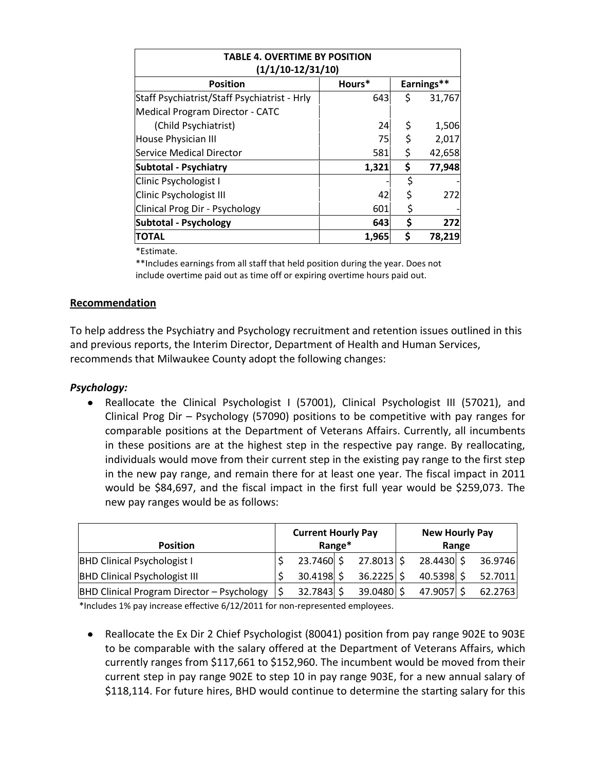| TABLE 4. OVERTIME BY POSITION (1/1/10-12/31/10) | | |
|---|---|---|
| **Position** | **Hours*** | **Earnings**** |
| Staff Psychiatrist/Staff Psychiatrist - Hrly | 643 | $ 31,767 |
| Medical Program Director - CATC (Child Psychiatrist) | 24 | $ 1,506 |
| House Physician III | 75 | $ 2,017 |
| Service Medical Director | 581 | $ 42,658 |
| **Subtotal - Psychiatry** | **1,321** | **$ 77,948** |
| Clinic Psychologist I | - | $ - |
| Clinic Psychologist III | 42 | $ 272 |
| Clinical Prog Dir - Psychology | 601 | $ - |
| **Subtotal - Psychology** | **643** | **$ 272** |
| **TOTAL** | **1,965** | **$ 78,219** |

*Estimate.

**Includes earnings from all staff that held position during the year. Does not include overtime paid out as time off or expiring overtime hours paid out.

## Recommendation

To help address the Psychiatry and Psychology recruitment and retention issues outlined in this and previous reports, the Interim Director, Department of Health and Human Services, recommends that Milwaukee County adopt the following changes:

### *Psychology:*

- Reallocate the Clinical Psychologist I (57001), Clinical Psychologist III (57021), and Clinical Prog Dir – Psychology (57090) positions to be competitive with pay ranges for comparable positions at the Department of Veterans Affairs. Currently, all incumbents in these positions are at the highest step in the respective pay range. By reallocating, individuals would move from their current step in the existing pay range to the first step in the new pay range, and remain there for at least one year. The fiscal impact in 2011 would be $84,697, and the fiscal impact in the first full year would be $259,073. The new pay ranges would be as follows:

| Position | Current Hourly Pay Range* | | New Hourly Pay Range | |
|---|---|---|---|---|
| BHD Clinical Psychologist I | $ 23.7460 | $ 27.8013 | $ 28.4430 | $ 36.9746 |
| BHD Clinical Psychologist III | $ 30.4198 | $ 36.2225 | $ 40.5398 | $ 52.7011 |
| BHD Clinical Program Director – Psychology | $ 32.7843 | $ 39.0480 | $ 47.9057 | $ 62.2763 |

*Includes 1% pay increase effective 6/12/2011 for non-represented employees.

- Reallocate the Ex Dir 2 Chief Psychologist (80041) position from pay range 902E to 903E to be comparable with the salary offered at the Department of Veterans Affairs, which currently ranges from $117,661 to $152,960. The incumbent would be moved from their current step in pay range 902E to step 10 in pay range 903E, for a new annual salary of $118,114. For future hires, BHD would continue to determine the starting salary for this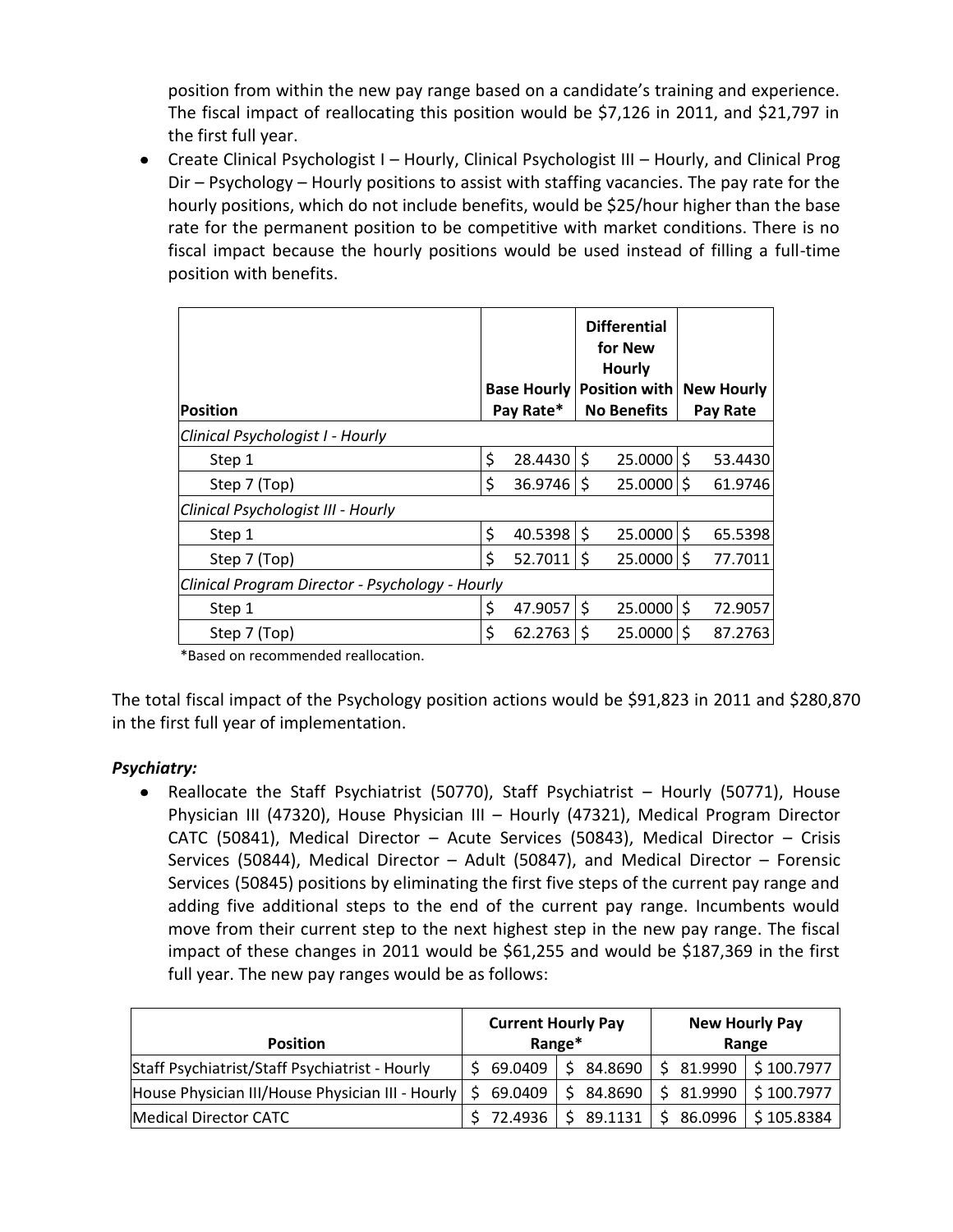position from within the new pay range based on a candidate's training and experience. The fiscal impact of reallocating this position would be $7,126 in 2011, and $21,797 in the first full year.

- Create Clinical Psychologist I – Hourly, Clinical Psychologist III – Hourly, and Clinical Prog Dir – Psychology – Hourly positions to assist with staffing vacancies. The pay rate for the hourly positions, which do not include benefits, would be $25/hour higher than the base rate for the permanent position to be competitive with market conditions. There is no fiscal impact because the hourly positions would be used instead of filling a full-time position with benefits.

| Position | Base Hourly Pay Rate* | Differential for New Hourly Position with No Benefits | New Hourly Pay Rate |
|---|---|---|---|
| *Clinical Psychologist I - Hourly* | | | |
| Step 1 | $ 28.4430 | $ 25.0000 | $ 53.4430 |
| Step 7 (Top) | $ 36.9746 | $ 25.0000 | $ 61.9746 |
| *Clinical Psychologist III - Hourly* | | | |
| Step 1 | $ 40.5398 | $ 25.0000 | $ 65.5398 |
| Step 7 (Top) | $ 52.7011 | $ 25.0000 | $ 77.7011 |
| *Clinical Program Director - Psychology - Hourly* | | | |
| Step 1 | $ 47.9057 | $ 25.0000 | $ 72.9057 |
| Step 7 (Top) | $ 62.2763 | $ 25.0000 | $ 87.2763 |

*Based on recommended reallocation.

The total fiscal impact of the Psychology position actions would be $91,823 in 2011 and $280,870 in the first full year of implementation.

***Psychiatry:***

- Reallocate the Staff Psychiatrist (50770), Staff Psychiatrist – Hourly (50771), House Physician III (47320), House Physician III – Hourly (47321), Medical Program Director CATC (50841), Medical Director – Acute Services (50843), Medical Director – Crisis Services (50844), Medical Director – Adult (50847), and Medical Director – Forensic Services (50845) positions by eliminating the first five steps of the current pay range and adding five additional steps to the end of the current pay range. Incumbents would move from their current step to the next highest step in the new pay range. The fiscal impact of these changes in 2011 would be $61,255 and would be $187,369 in the first full year. The new pay ranges would be as follows:

| Position | Current Hourly Pay Range* | | New Hourly Pay Range | |
|---|---|---|---|---|
| Staff Psychiatrist/Staff Psychiatrist - Hourly | $ 69.0409 | $ 84.8690 | $ 81.9990 | $ 100.7977 |
| House Physician III/House Physician III - Hourly | $ 69.0409 | $ 84.8690 | $ 81.9990 | $ 100.7977 |
| Medical Director CATC | $ 72.4936 | $ 89.1131 | $ 86.0996 | $ 105.8384 |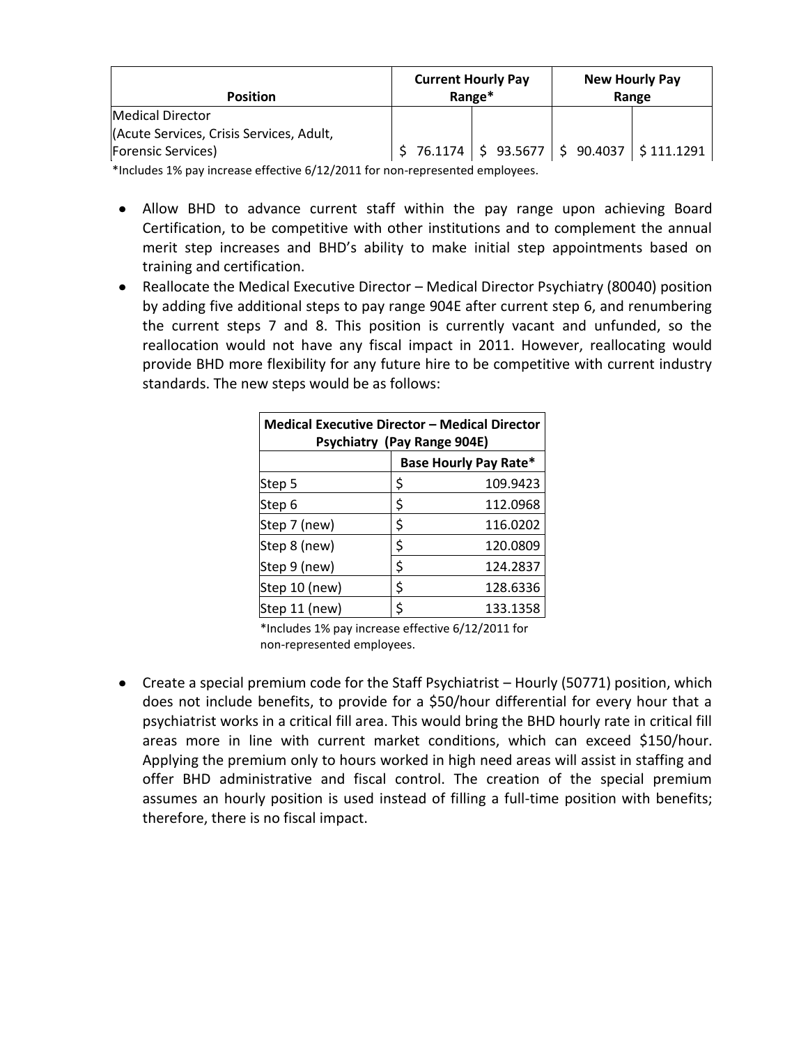| Position | Current Hourly Pay Range* | | New Hourly Pay Range | |
|---|---|---|---|---|
| Medical Director (Acute Services, Crisis Services, Adult, Forensic Services) | $ 76.1174 | $ 93.5677 | $ 90.4037 | $ 111.1291 |

*Includes 1% pay increase effective 6/12/2011 for non-represented employees.

- Allow BHD to advance current staff within the pay range upon achieving Board Certification, to be competitive with other institutions and to complement the annual merit step increases and BHD's ability to make initial step appointments based on training and certification.
- Reallocate the Medical Executive Director – Medical Director Psychiatry (80040) position by adding five additional steps to pay range 904E after current step 6, and renumbering the current steps 7 and 8. This position is currently vacant and unfunded, so the reallocation would not have any fiscal impact in 2011. However, reallocating would provide BHD more flexibility for any future hire to be competitive with current industry standards. The new steps would be as follows:

| Medical Executive Director – Medical Director Psychiatry (Pay Range 904E) | |
|---|---|
| | Base Hourly Pay Rate* |
| Step 5 | $ 109.9423 |
| Step 6 | $ 112.0968 |
| Step 7 (new) | $ 116.0202 |
| Step 8 (new) | $ 120.0809 |
| Step 9 (new) | $ 124.2837 |
| Step 10 (new) | $ 128.6336 |
| Step 11 (new) | $ 133.1358 |

*Includes 1% pay increase effective 6/12/2011 for non-represented employees.

- Create a special premium code for the Staff Psychiatrist – Hourly (50771) position, which does not include benefits, to provide for a $50/hour differential for every hour that a psychiatrist works in a critical fill area. This would bring the BHD hourly rate in critical fill areas more in line with current market conditions, which can exceed $150/hour. Applying the premium only to hours worked in high need areas will assist in staffing and offer BHD administrative and fiscal control. The creation of the special premium assumes an hourly position is used instead of filling a full-time position with benefits; therefore, there is no fiscal impact.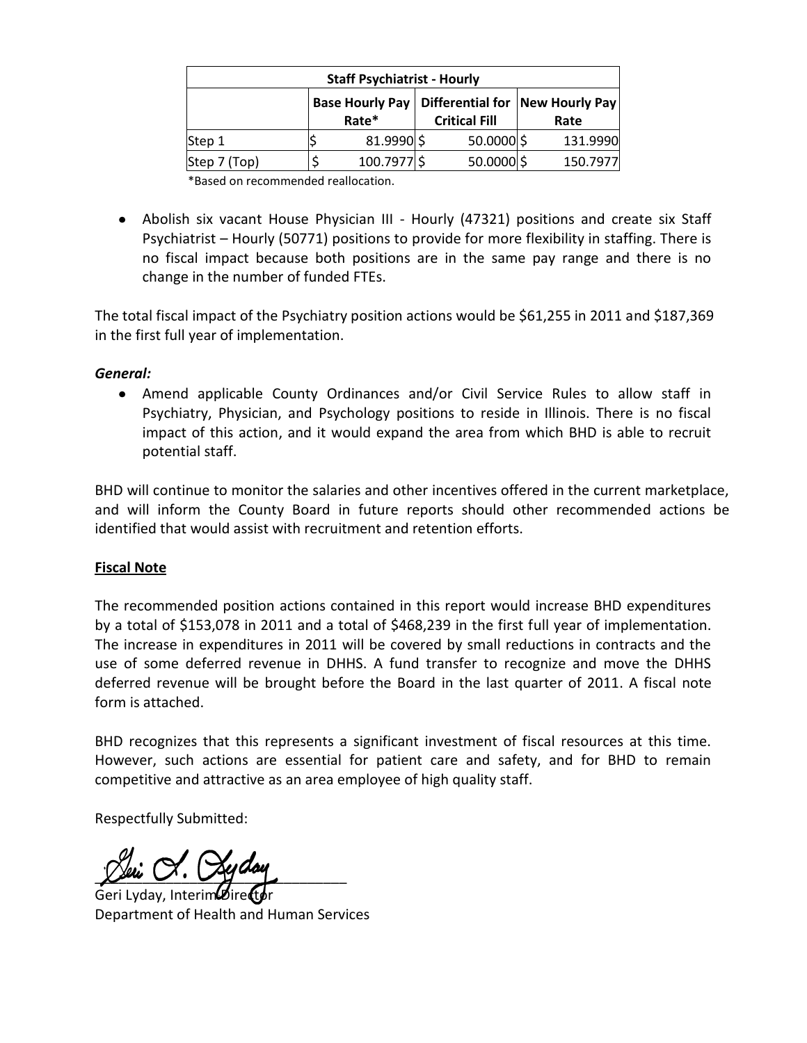| Staff Psychiatrist - Hourly | | | |
|---|---|---|---|
| | Base Hourly Pay Rate* | Differential for Critical Fill | New Hourly Pay Rate |
| Step 1 | $ 81.9990 | $ 50.0000 | $ 131.9990 |
| Step 7 (Top) | $ 100.7977 | $ 50.0000 | $ 150.7977 |

*Based on recommended reallocation.

- Abolish six vacant House Physician III - Hourly (47321) positions and create six Staff Psychiatrist – Hourly (50771) positions to provide for more flexibility in staffing. There is no fiscal impact because both positions are in the same pay range and there is no change in the number of funded FTEs.

The total fiscal impact of the Psychiatry position actions would be $61,255 in 2011 and $187,369 in the first full year of implementation.

***General:***

- Amend applicable County Ordinances and/or Civil Service Rules to allow staff in Psychiatry, Physician, and Psychology positions to reside in Illinois. There is no fiscal impact of this action, and it would expand the area from which BHD is able to recruit potential staff.

BHD will continue to monitor the salaries and other incentives offered in the current marketplace, and will inform the County Board in future reports should other recommended actions be identified that would assist with recruitment and retention efforts.

**Fiscal Note**

The recommended position actions contained in this report would increase BHD expenditures by a total of $153,078 in 2011 and a total of $468,239 in the first full year of implementation. The increase in expenditures in 2011 will be covered by small reductions in contracts and the use of some deferred revenue in DHHS. A fund transfer to recognize and move the DHHS deferred revenue will be brought before the Board in the last quarter of 2011. A fiscal note form is attached.

BHD recognizes that this represents a significant investment of fiscal resources at this time. However, such actions are essential for patient care and safety, and for BHD to remain competitive and attractive as an area employee of high quality staff.

Respectfully Submitted:

Geri L. Lyday

Geri Lyday, Interim Director
Department of Health and Human Services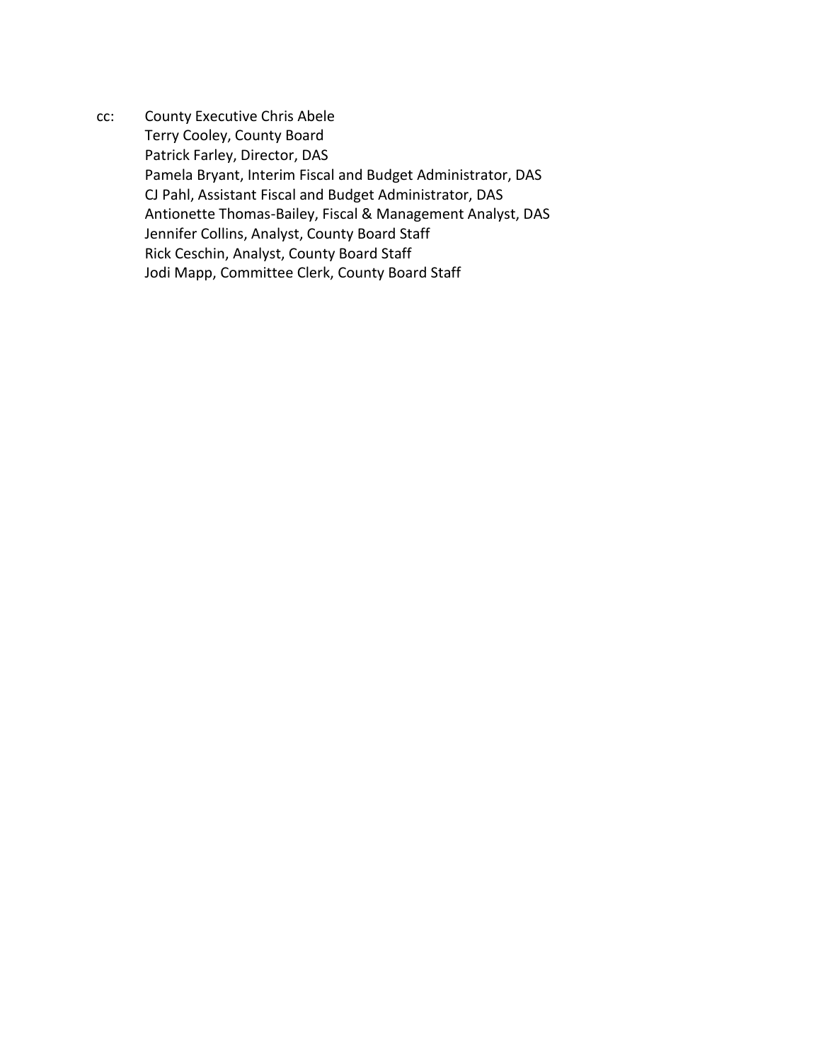cc: County Executive Chris Abele
Terry Cooley, County Board
Patrick Farley, Director, DAS
Pamela Bryant, Interim Fiscal and Budget Administrator, DAS
CJ Pahl, Assistant Fiscal and Budget Administrator, DAS
Antionette Thomas-Bailey, Fiscal & Management Analyst, DAS
Jennifer Collins, Analyst, County Board Staff
Rick Ceschin, Analyst, County Board Staff
Jodi Mapp, Committee Clerk, County Board Staff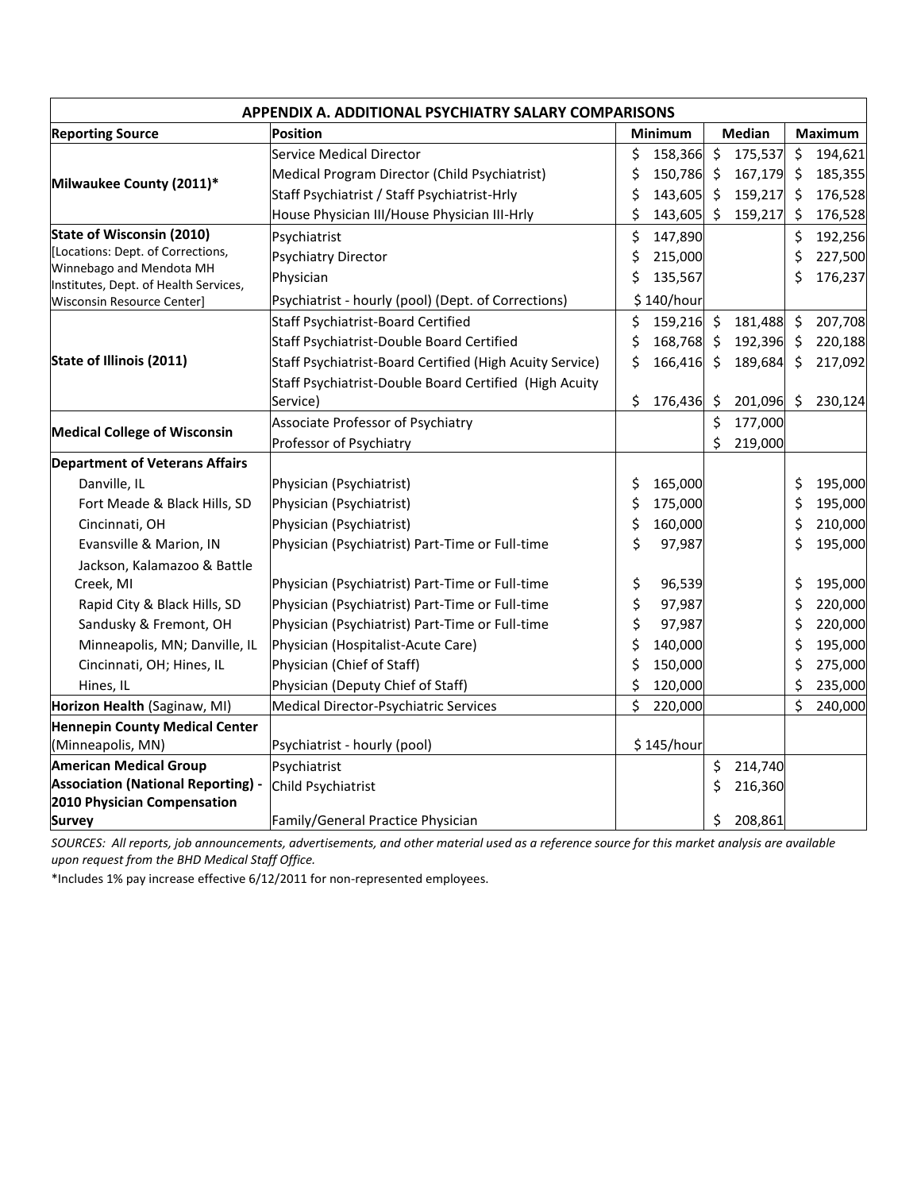| APPENDIX A. ADDITIONAL PSYCHIATRY SALARY COMPARISONS | | | | |
|---|---|---|---|---|
| **Reporting Source** | **Position** | **Minimum** | **Median** | **Maximum** |
| **Milwaukee County (2011)*** | Service Medical Director | $ 158,366 | $ 175,537 | $ 194,621 |
| | Medical Program Director (Child Psychiatrist) | $ 150,786 | $ 167,179 | $ 185,355 |
| | Staff Psychiatrist / Staff Psychiatrist-Hrly | $ 143,605 | $ 159,217 | $ 176,528 |
| | House Physician III/House Physician III-Hrly | $ 143,605 | $ 159,217 | $ 176,528 |
| **State of Wisconsin (2010)** [Locations: Dept. of Corrections, Winnebago and Mendota MH Institutes, Dept. of Health Services, Wisconsin Resource Center] | Psychiatrist | $ 147,890 | | $ 192,256 |
| | Psychiatry Director | $ 215,000 | | $ 227,500 |
| | Physician | $ 135,567 | | $ 176,237 |
| | Psychiatrist - hourly (pool) (Dept. of Corrections) | $ 140/hour | | |
| **State of Illinois (2011)** | Staff Psychiatrist-Board Certified | $ 159,216 | $ 181,488 | $ 207,708 |
| | Staff Psychiatrist-Double Board Certified | $ 168,768 | $ 192,396 | $ 220,188 |
| | Staff Psychiatrist-Board Certified (High Acuity Service) | $ 166,416 | $ 189,684 | $ 217,092 |
| | Staff Psychiatrist-Double Board Certified (High Acuity Service) | $ 176,436 | $ 201,096 | $ 230,124 |
| **Medical College of Wisconsin** | Associate Professor of Psychiatry | | $ 177,000 | |
| | Professor of Psychiatry | | $ 219,000 | |
| **Department of Veterans Affairs** | | | | |
| Danville, IL | Physician (Psychiatrist) | $ 165,000 | | $ 195,000 |
| Fort Meade & Black Hills, SD | Physician (Psychiatrist) | $ 175,000 | | $ 195,000 |
| Cincinnati, OH | Physician (Psychiatrist) | $ 160,000 | | $ 210,000 |
| Evansville & Marion, IN | Physician (Psychiatrist) Part-Time or Full-time | $ 97,987 | | $ 195,000 |
| Jackson, Kalamazoo & Battle Creek, MI | Physician (Psychiatrist) Part-Time or Full-time | $ 96,539 | | $ 195,000 |
| Rapid City & Black Hills, SD | Physician (Psychiatrist) Part-Time or Full-time | $ 97,987 | | $ 220,000 |
| Sandusky & Fremont, OH | Physician (Psychiatrist) Part-Time or Full-time | $ 97,987 | | $ 220,000 |
| Minneapolis, MN; Danville, IL | Physician (Hospitalist-Acute Care) | $ 140,000 | | $ 195,000 |
| Cincinnati, OH; Hines, IL | Physician (Chief of Staff) | $ 150,000 | | $ 275,000 |
| Hines, IL | Physician (Deputy Chief of Staff) | $ 120,000 | | $ 235,000 |
| **Horizon Health** (Saginaw, MI) | Medical Director-Psychiatric Services | $ 220,000 | | $ 240,000 |
| **Hennepin County Medical Center** (Minneapolis, MN) | Psychiatrist - hourly (pool) | $ 145/hour | | |
| **American Medical Group Association (National Reporting) - 2010 Physician Compensation Survey** | Psychiatrist | | $ 214,740 | |
| | Child Psychiatrist | | $ 216,360 | |
| | Family/General Practice Physician | | $ 208,861 | |

*SOURCES: All reports, job announcements, advertisements, and other material used as a reference source for this market analysis are available upon request from the BHD Medical Staff Office.*

*Includes 1% pay increase effective 6/12/2011 for non-represented employees.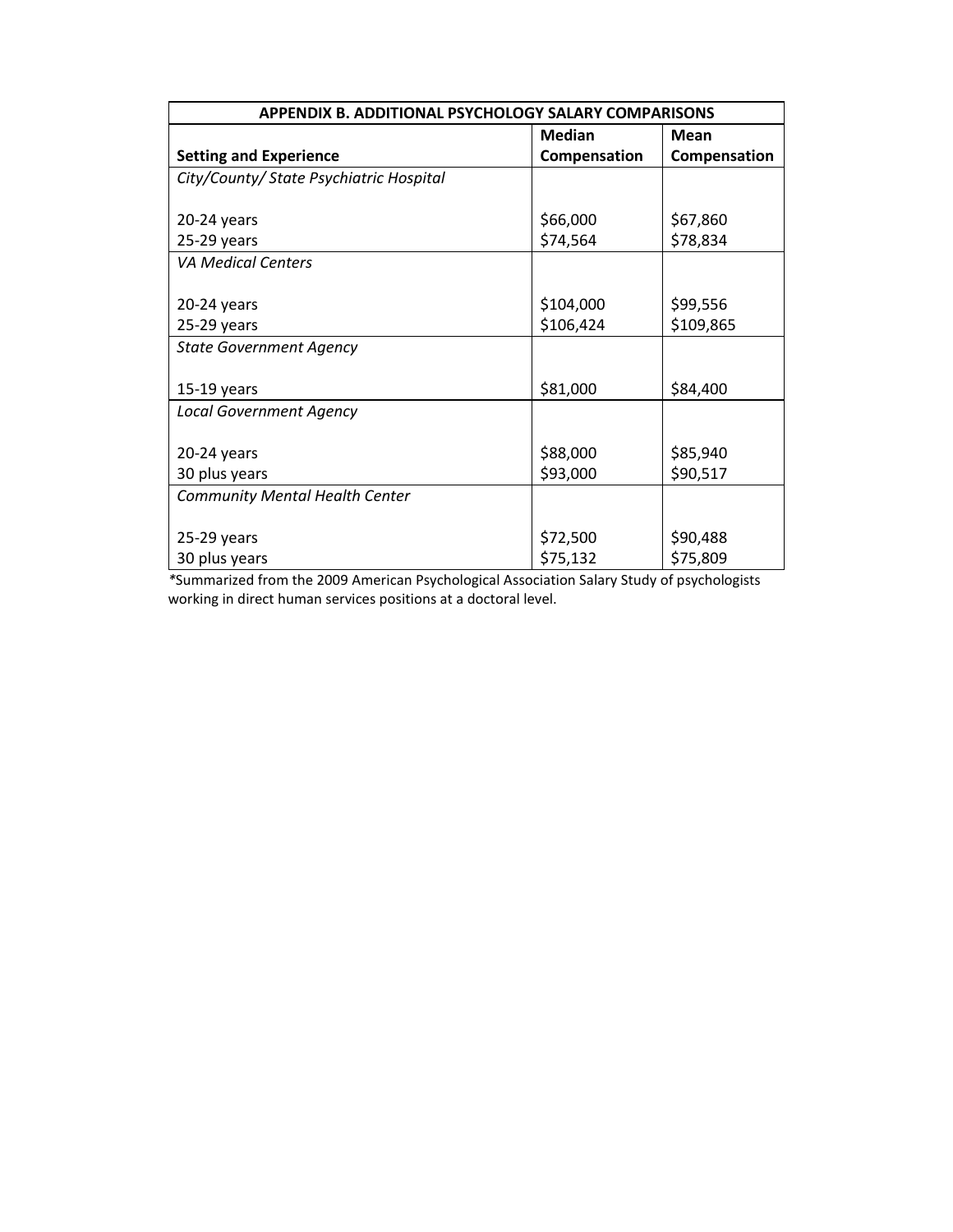| APPENDIX B. ADDITIONAL PSYCHOLOGY SALARY COMPARISONS | | |
|---|---|---|
| **Setting and Experience** | **Median Compensation** | **Mean Compensation** |
| *City/County/ State Psychiatric Hospital* | | |
| 20-24 years | $66,000 | $67,860 |
| 25-29 years | $74,564 | $78,834 |
| *VA Medical Centers* | | |
| 20-24 years | $104,000 | $99,556 |
| 25-29 years | $106,424 | $109,865 |
| *State Government Agency* | | |
| 15-19 years | $81,000 | $84,400 |
| *Local Government Agency* | | |
| 20-24 years | $88,000 | $85,940 |
| 30 plus years | $93,000 | $90,517 |
| *Community Mental Health Center* | | |
| 25-29 years | $72,500 | $90,488 |
| 30 plus years | $75,132 | $75,809 |

*Summarized from the 2009 American Psychological Association Salary Study of psychologists working in direct human services positions at a doctoral level.